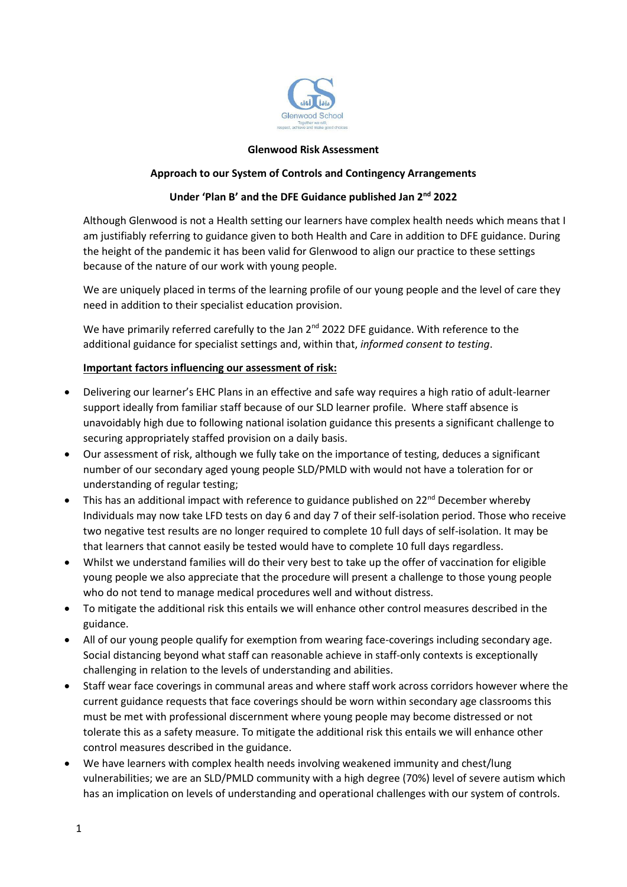**Glenwood Risk Assessment**

**Approach to our System of Controls and Contingency Arrangements**

**Under 'Plan B' and the DFE Guidance published Jan 2nd 2022**

Although Glenwood is not a Health setting our learners have complex health needs which means that I am justifiably referring to guidance given to both Health and Care in addition to DFE guidance. During the height of the pandemic it has been valid for Glenwood to align our practice to these settings because of the nature of our work with young people.

We are uniquely placed in terms of the learning profile of our young people and the level of care they need in addition to their specialist education provision.

We have primarily referred carefully to the Jan 2nd 2022 DFE guidance. With reference to the additional guidance for specialist settings and, within that, *informed consent to testing*.

**Important factors influencing our assessment of risk:**

- Delivering our learner's EHC Plans in an effective and safe way requires a high ratio of adult-learner support ideally from familiar staff because of our SLD learner profile. Where staff absence is unavoidably high due to following national isolation guidance this presents a significant challenge to securing appropriately staffed provision on a daily basis.
- Our assessment of risk, although we fully take on the importance of testing, deduces a significant number of our secondary aged young people SLD/PMLD with would not have a toleration for or understanding of regular testing;
- This has an additional impact with reference to guidance published on 22nd December whereby Individuals may now take LFD tests on day 6 and day 7 of their self-isolation period. Those who receive two negative test results are no longer required to complete 10 full days of self-isolation. It may be that learners that cannot easily be tested would have to complete 10 full days regardless.
- Whilst we understand families will do their very best to take up the offer of vaccination for eligible young people we also appreciate that the procedure will present a challenge to those young people who do not tend to manage medical procedures well and without distress.
- To mitigate the additional risk this entails we will enhance other control measures described in the guidance.
- All of our young people qualify for exemption from wearing face-coverings including secondary age. Social distancing beyond what staff can reasonable achieve in staff-only contexts is exceptionally challenging in relation to the levels of understanding and abilities.
- Staff wear face coverings in communal areas and where staff work across corridors however where the current guidance requests that face coverings should be worn within secondary age classrooms this must be met with professional discernment where young people may become distressed or not tolerate this as a safety measure. To mitigate the additional risk this entails we will enhance other control measures described in the guidance.
- We have learners with complex health needs involving weakened immunity and chest/lung vulnerabilities; we are an SLD/PMLD community with a high degree (70%) level of severe autism which has an implication on levels of understanding and operational challenges with our system of controls.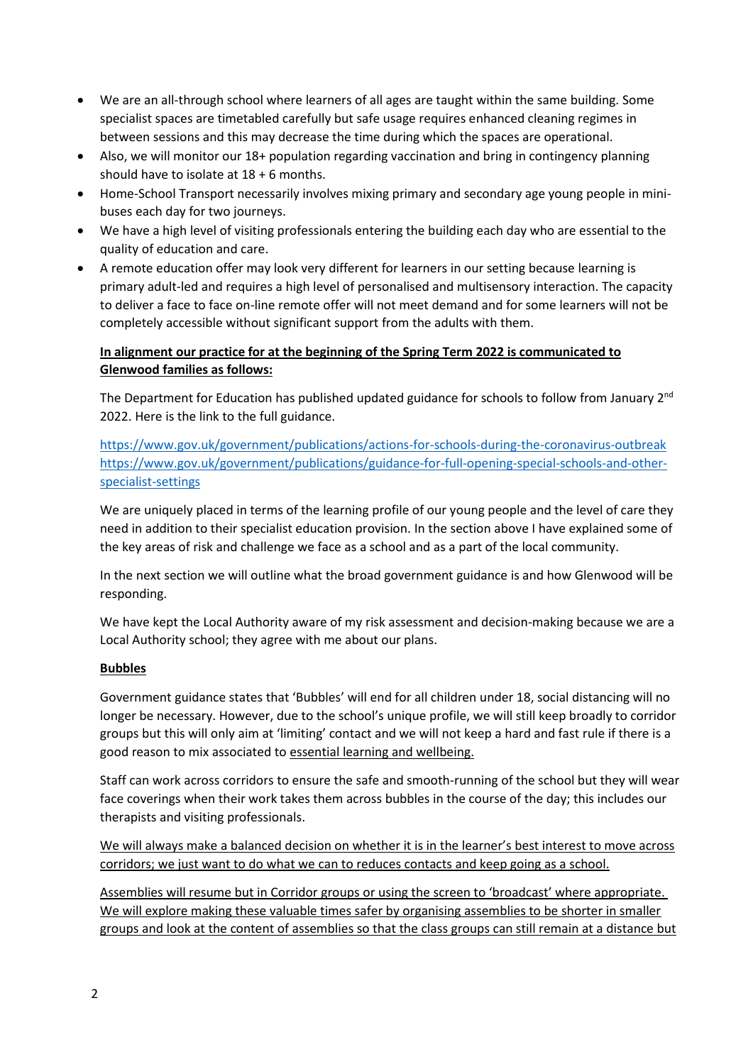- We are an all-through school where learners of all ages are taught within the same building. Some specialist spaces are timetabled carefully but safe usage requires enhanced cleaning regimes in between sessions and this may decrease the time during which the spaces are operational.
- Also, we will monitor our 18+ population regarding vaccination and bring in contingency planning should have to isolate at 18 + 6 months.
- Home-School Transport necessarily involves mixing primary and secondary age young people in mini-buses each day for two journeys.
- We have a high level of visiting professionals entering the building each day who are essential to the quality of education and care.
- A remote education offer may look very different for learners in our setting because learning is primary adult-led and requires a high level of personalised and multisensory interaction. The capacity to deliver a face to face on-line remote offer will not meet demand and for some learners will not be completely accessible without significant support from the adults with them.

<u>**In alignment our practice for at the beginning of the Spring Term 2022 is communicated to Glenwood families as follows:**</u>

The Department for Education has published updated guidance for schools to follow from January 2nd 2022. Here is the link to the full guidance.

https://www.gov.uk/government/publications/actions-for-schools-during-the-coronavirus-outbreak
https://www.gov.uk/government/publications/guidance-for-full-opening-special-schools-and-other-specialist-settings

We are uniquely placed in terms of the learning profile of our young people and the level of care they need in addition to their specialist education provision. In the section above I have explained some of the key areas of risk and challenge we face as a school and as a part of the local community.

In the next section we will outline what the broad government guidance is and how Glenwood will be responding.

We have kept the Local Authority aware of my risk assessment and decision-making because we are a Local Authority school; they agree with me about our plans.

<u>**Bubbles**</u>

Government guidance states that 'Bubbles' will end for all children under 18, social distancing will no longer be necessary. However, due to the school's unique profile, we will still keep broadly to corridor groups but this will only aim at 'limiting' contact and we will not keep a hard and fast rule if there is a good reason to mix associated to <u>essential learning and wellbeing.</u>

Staff can work across corridors to ensure the safe and smooth-running of the school but they will wear face coverings when their work takes them across bubbles in the course of the day; this includes our therapists and visiting professionals.

<u>We will always make a balanced decision on whether it is in the learner's best interest to move across corridors; we just want to do what we can to reduces contacts and keep going as a school.</u>

<u>Assemblies will resume but in Corridor groups or using the screen to 'broadcast' where appropriate. We will explore making these valuable times safer by organising assemblies to be shorter in smaller groups and look at the content of assemblies so that the class groups can still remain at a distance but</u>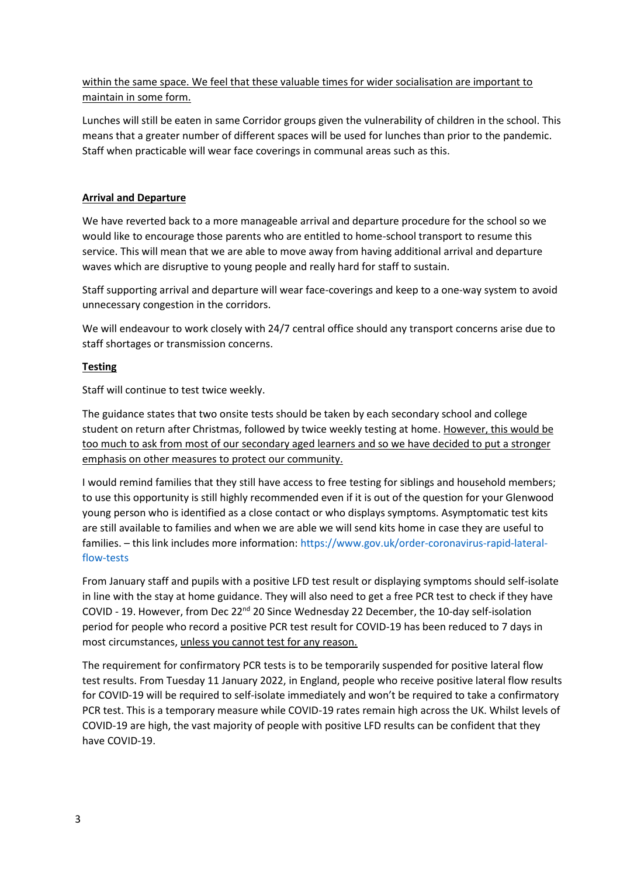within the same space. We feel that these valuable times for wider socialisation are important to maintain in some form.

Lunches will still be eaten in same Corridor groups given the vulnerability of children in the school. This means that a greater number of different spaces will be used for lunches than prior to the pandemic. Staff when practicable will wear face coverings in communal areas such as this.

## Arrival and Departure

We have reverted back to a more manageable arrival and departure procedure for the school so we would like to encourage those parents who are entitled to home-school transport to resume this service. This will mean that we are able to move away from having additional arrival and departure waves which are disruptive to young people and really hard for staff to sustain.

Staff supporting arrival and departure will wear face-coverings and keep to a one-way system to avoid unnecessary congestion in the corridors.

We will endeavour to work closely with 24/7 central office should any transport concerns arise due to staff shortages or transmission concerns.

## Testing

Staff will continue to test twice weekly.

The guidance states that two onsite tests should be taken by each secondary school and college student on return after Christmas, followed by twice weekly testing at home. However, this would be too much to ask from most of our secondary aged learners and so we have decided to put a stronger emphasis on other measures to protect our community.

I would remind families that they still have access to free testing for siblings and household members; to use this opportunity is still highly recommended even if it is out of the question for your Glenwood young person who is identified as a close contact or who displays symptoms. Asymptomatic test kits are still available to families and when we are able we will send kits home in case they are useful to families. – this link includes more information: https://www.gov.uk/order-coronavirus-rapid-lateral-flow-tests

From January staff and pupils with a positive LFD test result or displaying symptoms should self-isolate in line with the stay at home guidance. They will also need to get a free PCR test to check if they have COVID - 19. However, from Dec 22nd 20 Since Wednesday 22 December, the 10-day self-isolation period for people who record a positive PCR test result for COVID-19 has been reduced to 7 days in most circumstances, unless you cannot test for any reason.

The requirement for confirmatory PCR tests is to be temporarily suspended for positive lateral flow test results. From Tuesday 11 January 2022, in England, people who receive positive lateral flow results for COVID-19 will be required to self-isolate immediately and won't be required to take a confirmatory PCR test. This is a temporary measure while COVID-19 rates remain high across the UK. Whilst levels of COVID-19 are high, the vast majority of people with positive LFD results can be confident that they have COVID-19.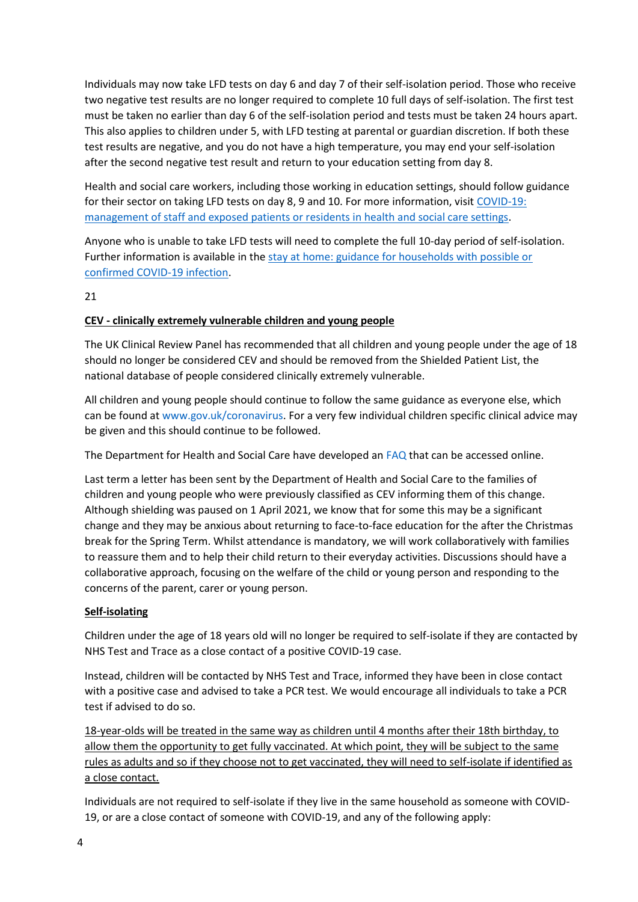Individuals may now take LFD tests on day 6 and day 7 of their self-isolation period. Those who receive two negative test results are no longer required to complete 10 full days of self-isolation. The first test must be taken no earlier than day 6 of the self-isolation period and tests must be taken 24 hours apart. This also applies to children under 5, with LFD testing at parental or guardian discretion. If both these test results are negative, and you do not have a high temperature, you may end your self-isolation after the second negative test result and return to your education setting from day 8.

Health and social care workers, including those working in education settings, should follow guidance for their sector on taking LFD tests on day 8, 9 and 10. For more information, visit [COVID-19: management of staff and exposed patients or residents in health and social care settings](#).

Anyone who is unable to take LFD tests will need to complete the full 10-day period of self-isolation. Further information is available in the [stay at home: guidance for households with possible or confirmed COVID-19 infection](#).

21

**CEV - clinically extremely vulnerable children and young people**

The UK Clinical Review Panel has recommended that all children and young people under the age of 18 should no longer be considered CEV and should be removed from the Shielded Patient List, the national database of people considered clinically extremely vulnerable.

All children and young people should continue to follow the same guidance as everyone else, which can be found at www.gov.uk/coronavirus. For a very few individual children specific clinical advice may be given and this should continue to be followed.

The Department for Health and Social Care have developed an FAQ that can be accessed online.

Last term a letter has been sent by the Department of Health and Social Care to the families of children and young people who were previously classified as CEV informing them of this change. Although shielding was paused on 1 April 2021, we know that for some this may be a significant change and they may be anxious about returning to face-to-face education for the after the Christmas break for the Spring Term. Whilst attendance is mandatory, we will work collaboratively with families to reassure them and to help their child return to their everyday activities. Discussions should have a collaborative approach, focusing on the welfare of the child or young person and responding to the concerns of the parent, carer or young person.

**Self-isolating**

Children under the age of 18 years old will no longer be required to self-isolate if they are contacted by NHS Test and Trace as a close contact of a positive COVID-19 case.

Instead, children will be contacted by NHS Test and Trace, informed they have been in close contact with a positive case and advised to take a PCR test. We would encourage all individuals to take a PCR test if advised to do so.

<u>18-year-olds will be treated in the same way as children until 4 months after their 18th birthday, to allow them the opportunity to get fully vaccinated. At which point, they will be subject to the same rules as adults and so if they choose not to get vaccinated, they will need to self-isolate if identified as a close contact.</u>

Individuals are not required to self-isolate if they live in the same household as someone with COVID-19, or are a close contact of someone with COVID-19, and any of the following apply: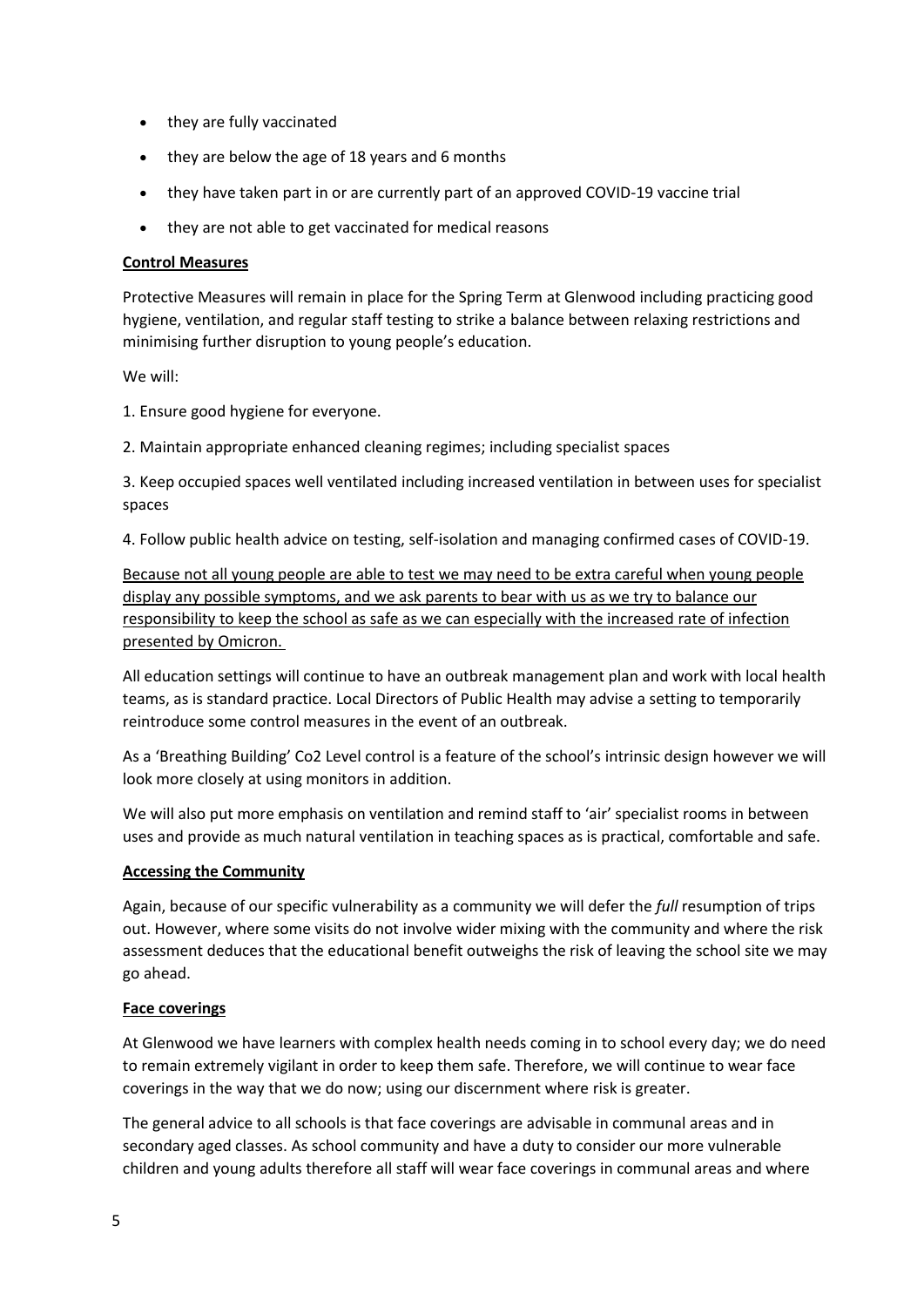- they are fully vaccinated
- they are below the age of 18 years and 6 months
- they have taken part in or are currently part of an approved COVID-19 vaccine trial
- they are not able to get vaccinated for medical reasons

**Control Measures**

Protective Measures will remain in place for the Spring Term at Glenwood including practicing good hygiene, ventilation, and regular staff testing to strike a balance between relaxing restrictions and minimising further disruption to young people's education.

We will:

1. Ensure good hygiene for everyone.

2. Maintain appropriate enhanced cleaning regimes; including specialist spaces

3. Keep occupied spaces well ventilated including increased ventilation in between uses for specialist spaces

4. Follow public health advice on testing, self-isolation and managing confirmed cases of COVID-19.

Because not all young people are able to test we may need to be extra careful when young people display any possible symptoms, and we ask parents to bear with us as we try to balance our responsibility to keep the school as safe as we can especially with the increased rate of infection presented by Omicron.

All education settings will continue to have an outbreak management plan and work with local health teams, as is standard practice. Local Directors of Public Health may advise a setting to temporarily reintroduce some control measures in the event of an outbreak.

As a 'Breathing Building' Co2 Level control is a feature of the school's intrinsic design however we will look more closely at using monitors in addition.

We will also put more emphasis on ventilation and remind staff to 'air' specialist rooms in between uses and provide as much natural ventilation in teaching spaces as is practical, comfortable and safe.

**Accessing the Community**

Again, because of our specific vulnerability as a community we will defer the *full* resumption of trips out. However, where some visits do not involve wider mixing with the community and where the risk assessment deduces that the educational benefit outweighs the risk of leaving the school site we may go ahead.

**Face coverings**

At Glenwood we have learners with complex health needs coming in to school every day; we do need to remain extremely vigilant in order to keep them safe. Therefore, we will continue to wear face coverings in the way that we do now; using our discernment where risk is greater.

The general advice to all schools is that face coverings are advisable in communal areas and in secondary aged classes. As school community and have a duty to consider our more vulnerable children and young adults therefore all staff will wear face coverings in communal areas and where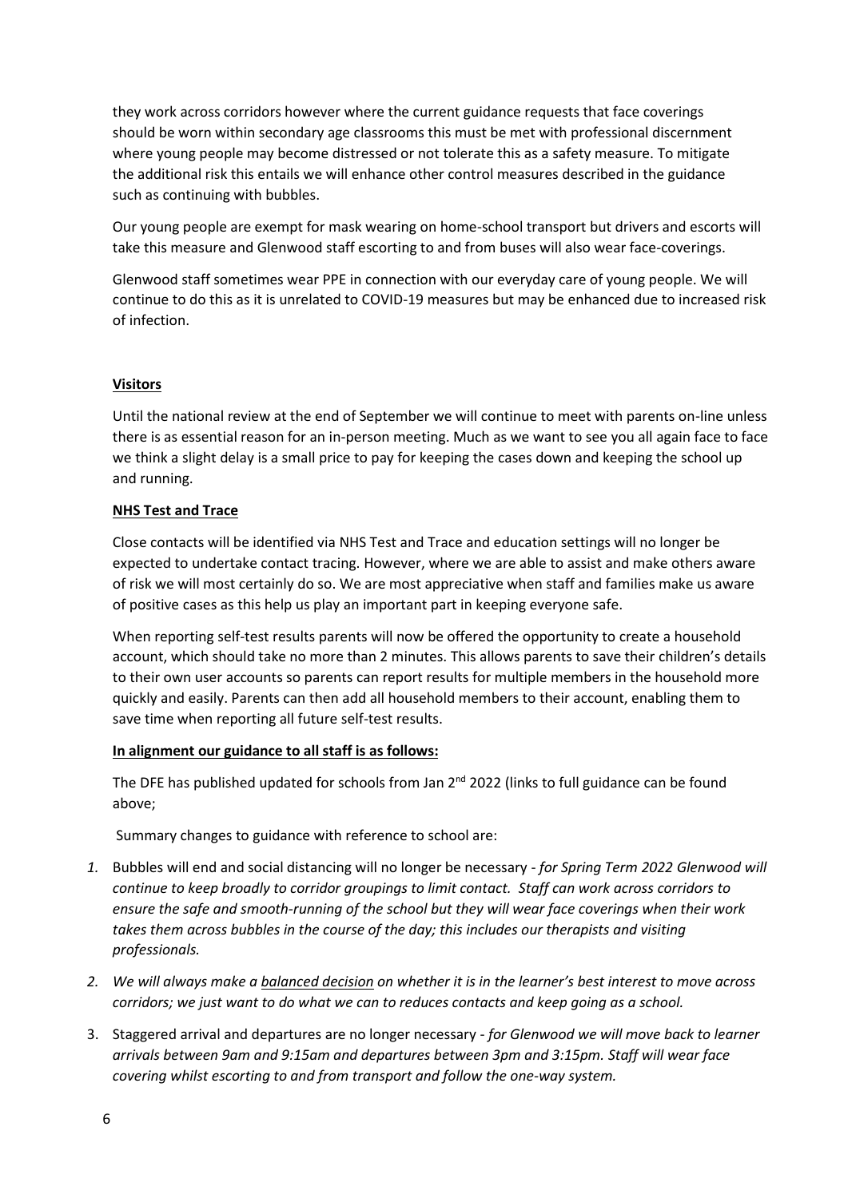they work across corridors however where the current guidance requests that face coverings should be worn within secondary age classrooms this must be met with professional discernment where young people may become distressed or not tolerate this as a safety measure. To mitigate the additional risk this entails we will enhance other control measures described in the guidance such as continuing with bubbles.

Our young people are exempt for mask wearing on home-school transport but drivers and escorts will take this measure and Glenwood staff escorting to and from buses will also wear face-coverings.

Glenwood staff sometimes wear PPE in connection with our everyday care of young people. We will continue to do this as it is unrelated to COVID-19 measures but may be enhanced due to increased risk of infection.

**Visitors**

Until the national review at the end of September we will continue to meet with parents on-line unless there is as essential reason for an in-person meeting. Much as we want to see you all again face to face we think a slight delay is a small price to pay for keeping the cases down and keeping the school up and running.

**NHS Test and Trace**

Close contacts will be identified via NHS Test and Trace and education settings will no longer be expected to undertake contact tracing. However, where we are able to assist and make others aware of risk we will most certainly do so. We are most appreciative when staff and families make us aware of positive cases as this help us play an important part in keeping everyone safe.

When reporting self-test results parents will now be offered the opportunity to create a household account, which should take no more than 2 minutes. This allows parents to save their children's details to their own user accounts so parents can report results for multiple members in the household more quickly and easily. Parents can then add all household members to their account, enabling them to save time when reporting all future self-test results.

**In alignment our guidance to all staff is as follows:**

The DFE has published updated for schools from Jan 2nd 2022 (links to full guidance can be found above;

Summary changes to guidance with reference to school are:

1. Bubbles will end and social distancing will no longer be necessary - *for Spring Term 2022 Glenwood will continue to keep broadly to corridor groupings to limit contact. Staff can work across corridors to ensure the safe and smooth-running of the school but they will wear face coverings when their work takes them across bubbles in the course of the day; this includes our therapists and visiting professionals.*
2. *We will always make a balanced decision on whether it is in the learner's best interest to move across corridors; we just want to do what we can to reduces contacts and keep going as a school.*
3. Staggered arrival and departures are no longer necessary - *for Glenwood we will move back to learner arrivals between 9am and 9:15am and departures between 3pm and 3:15pm. Staff will wear face covering whilst escorting to and from transport and follow the one-way system.*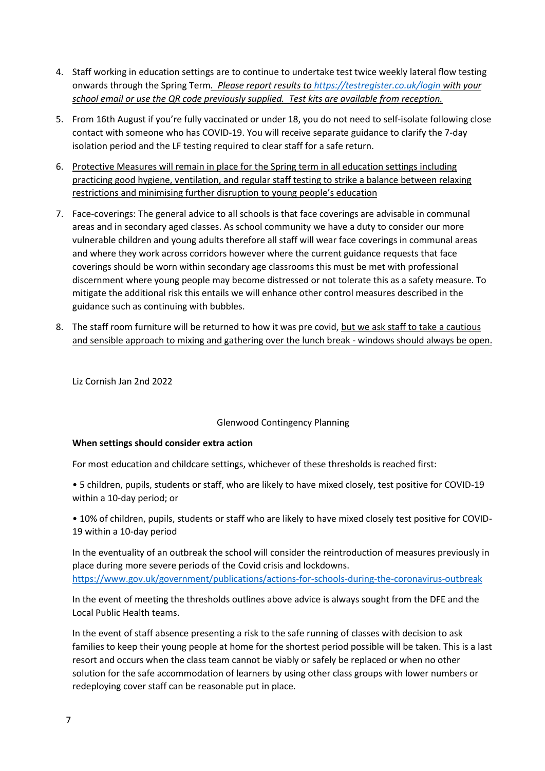4. Staff working in education settings are to continue to undertake test twice weekly lateral flow testing onwards through the Spring Term*. Please report results to https://testregister.co.uk/login with your school email or use the QR code previously supplied. Test kits are available from reception.*

5. From 16th August if you're fully vaccinated or under 18, you do not need to self-isolate following close contact with someone who has COVID-19. You will receive separate guidance to clarify the 7-day isolation period and the LF testing required to clear staff for a safe return.

6. Protective Measures will remain in place for the Spring term in all education settings including practicing good hygiene, ventilation, and regular staff testing to strike a balance between relaxing restrictions and minimising further disruption to young people's education

7. Face-coverings: The general advice to all schools is that face coverings are advisable in communal areas and in secondary aged classes. As school community we have a duty to consider our more vulnerable children and young adults therefore all staff will wear face coverings in communal areas and where they work across corridors however where the current guidance requests that face coverings should be worn within secondary age classrooms this must be met with professional discernment where young people may become distressed or not tolerate this as a safety measure. To mitigate the additional risk this entails we will enhance other control measures described in the guidance such as continuing with bubbles.

8. The staff room furniture will be returned to how it was pre covid, but we ask staff to take a cautious and sensible approach to mixing and gathering over the lunch break - windows should always be open.

Liz Cornish Jan 2nd 2022

## Glenwood Contingency Planning

**When settings should consider extra action**

For most education and childcare settings, whichever of these thresholds is reached first:

• 5 children, pupils, students or staff, who are likely to have mixed closely, test positive for COVID-19 within a 10-day period; or

• 10% of children, pupils, students or staff who are likely to have mixed closely test positive for COVID-19 within a 10-day period

In the eventuality of an outbreak the school will consider the reintroduction of measures previously in place during more severe periods of the Covid crisis and lockdowns.
https://www.gov.uk/government/publications/actions-for-schools-during-the-coronavirus-outbreak

In the event of meeting the thresholds outlines above advice is always sought from the DFE and the Local Public Health teams.

In the event of staff absence presenting a risk to the safe running of classes with decision to ask families to keep their young people at home for the shortest period possible will be taken. This is a last resort and occurs when the class team cannot be viably or safely be replaced or when no other solution for the safe accommodation of learners by using other class groups with lower numbers or redeploying cover staff can be reasonable put in place.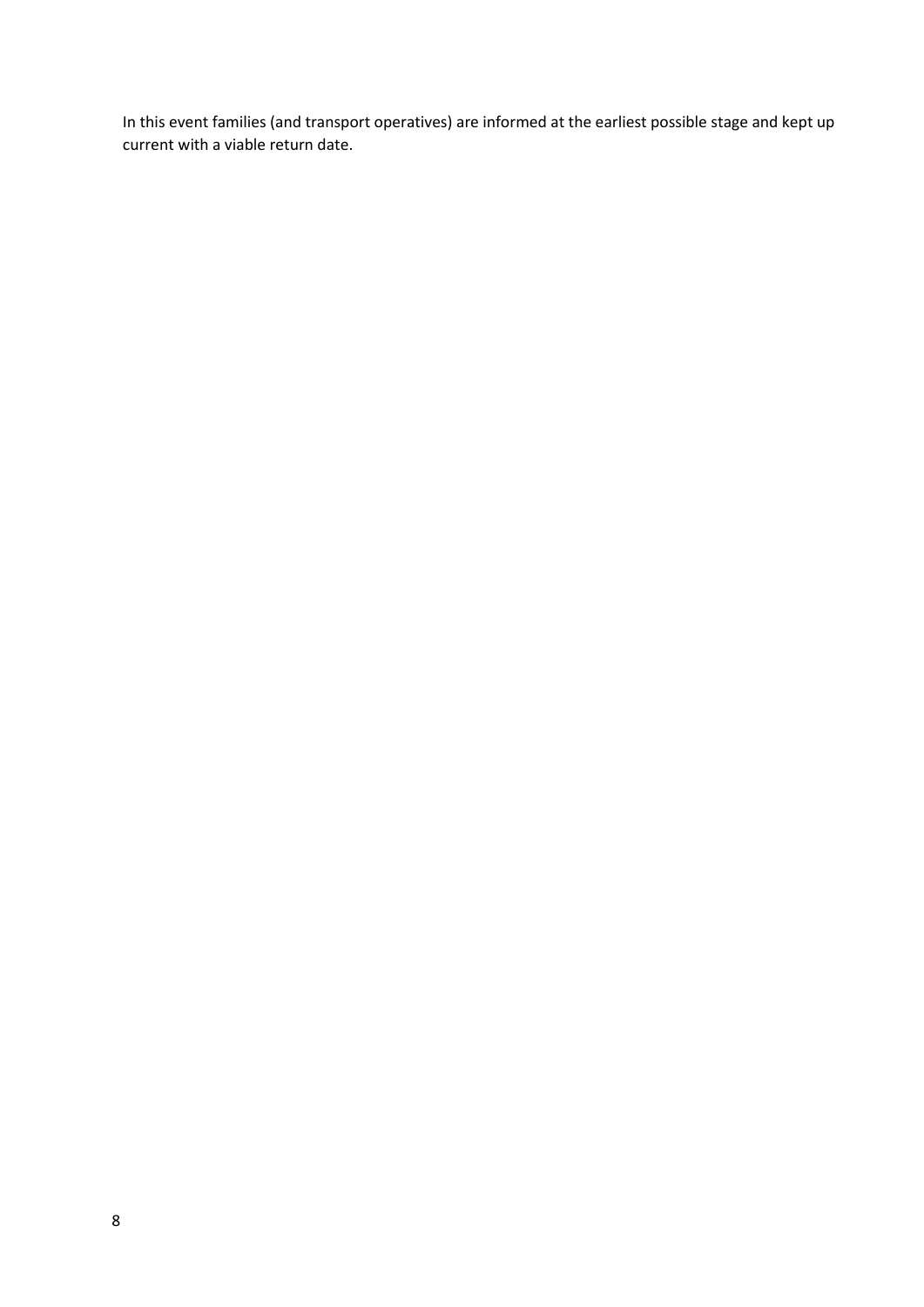In this event families (and transport operatives) are informed at the earliest possible stage and kept up current with a viable return date.